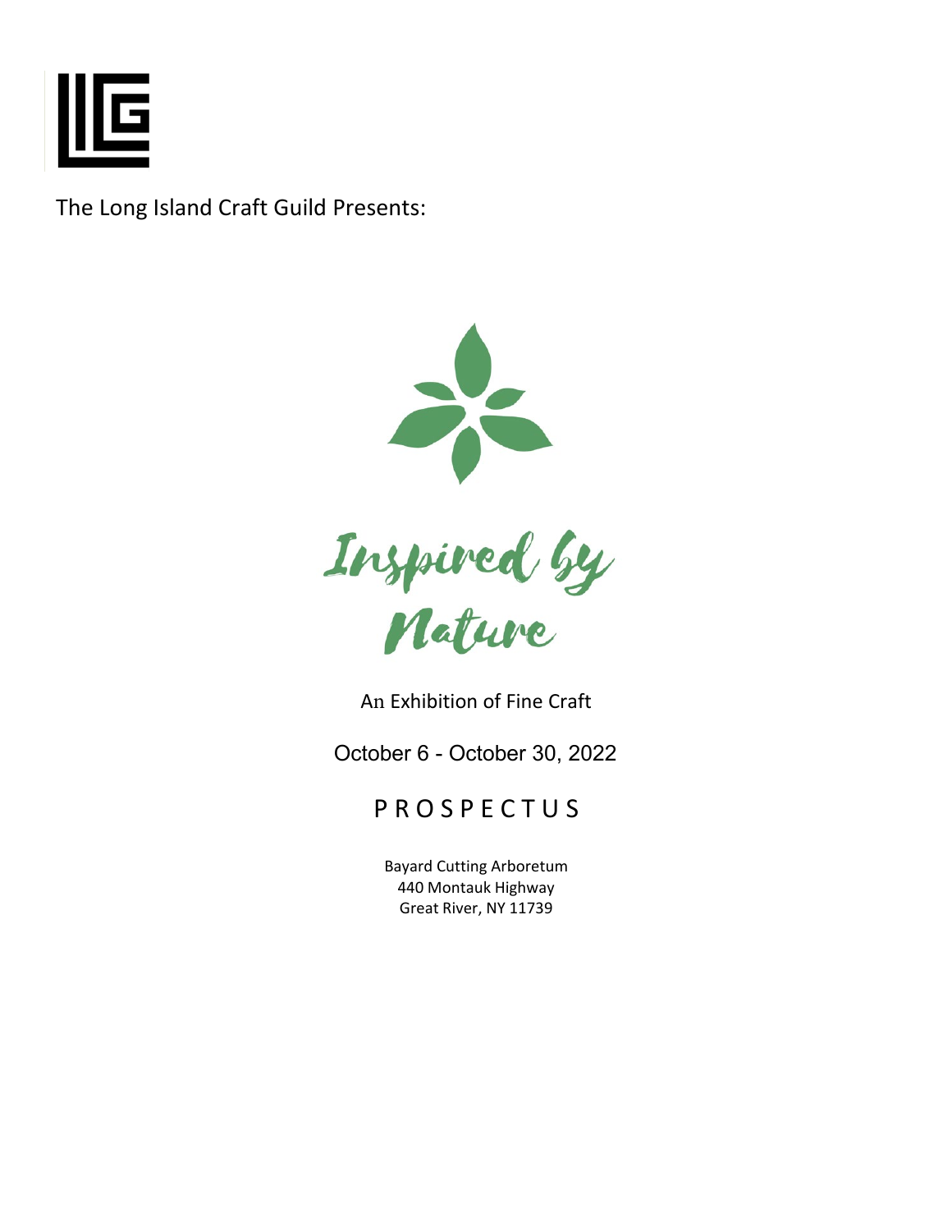The Long Island Craft Guild Presents:

# Inspired by Nature

An Exhibition of Fine Craft

October 6 - October 30, 2022

## P R O S P E C T U S

Bayard Cutting Arboretum
440 Montauk Highway
Great River, NY 11739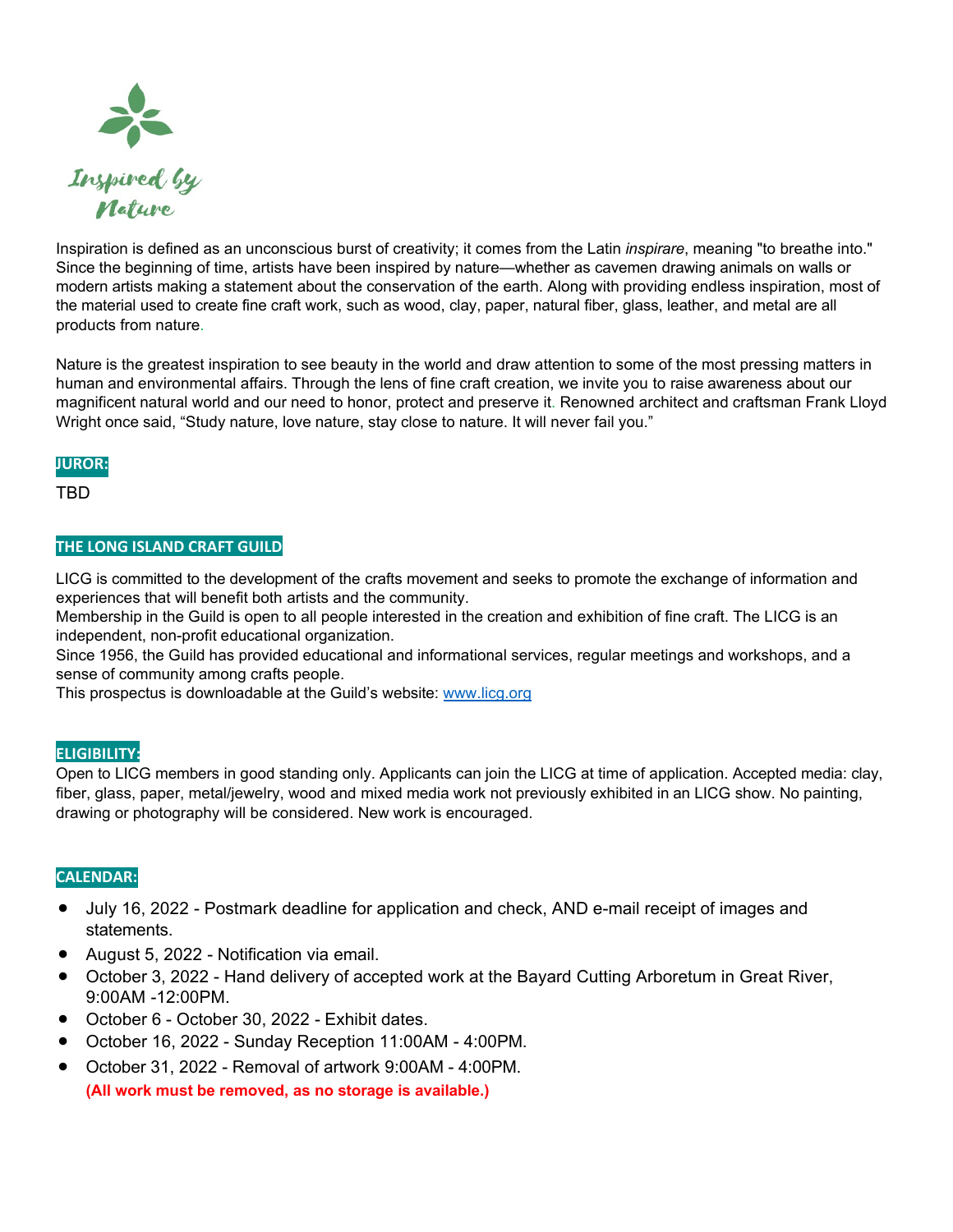# Inspired by Nature

Inspiration is defined as an unconscious burst of creativity; it comes from the Latin *inspirare*, meaning "to breathe into." Since the beginning of time, artists have been inspired by nature—whether as cavemen drawing animals on walls or modern artists making a statement about the conservation of the earth. Along with providing endless inspiration, most of the material used to create fine craft work, such as wood, clay, paper, natural fiber, glass, leather, and metal are all products from nature.

Nature is the greatest inspiration to see beauty in the world and draw attention to some of the most pressing matters in human and environmental affairs. Through the lens of fine craft creation, we invite you to raise awareness about our magnificent natural world and our need to honor, protect and preserve it. Renowned architect and craftsman Frank Lloyd Wright once said, "Study nature, love nature, stay close to nature. It will never fail you."

## JUROR:

TBD

## THE LONG ISLAND CRAFT GUILD

LICG is committed to the development of the crafts movement and seeks to promote the exchange of information and experiences that will benefit both artists and the community.
Membership in the Guild is open to all people interested in the creation and exhibition of fine craft. The LICG is an independent, non-profit educational organization.
Since 1956, the Guild has provided educational and informational services, regular meetings and workshops, and a sense of community among crafts people.
This prospectus is downloadable at the Guild's website: [www.licg.org](http://www.licg.org)

## ELIGIBILITY:

Open to LICG members in good standing only. Applicants can join the LICG at time of application. Accepted media: clay, fiber, glass, paper, metal/jewelry, wood and mixed media work not previously exhibited in an LICG show. No painting, drawing or photography will be considered. New work is encouraged.

## CALENDAR:

- July 16, 2022 - Postmark deadline for application and check, AND e-mail receipt of images and statements.
- August 5, 2022 - Notification via email.
- October 3, 2022 - Hand delivery of accepted work at the Bayard Cutting Arboretum in Great River, 9:00AM -12:00PM.
- October 6 - October 30, 2022 - Exhibit dates.
- October 16, 2022 - Sunday Reception 11:00AM - 4:00PM.
- October 31, 2022 - Removal of artwork 9:00AM - 4:00PM.
  **(All work must be removed, as no storage is available.)**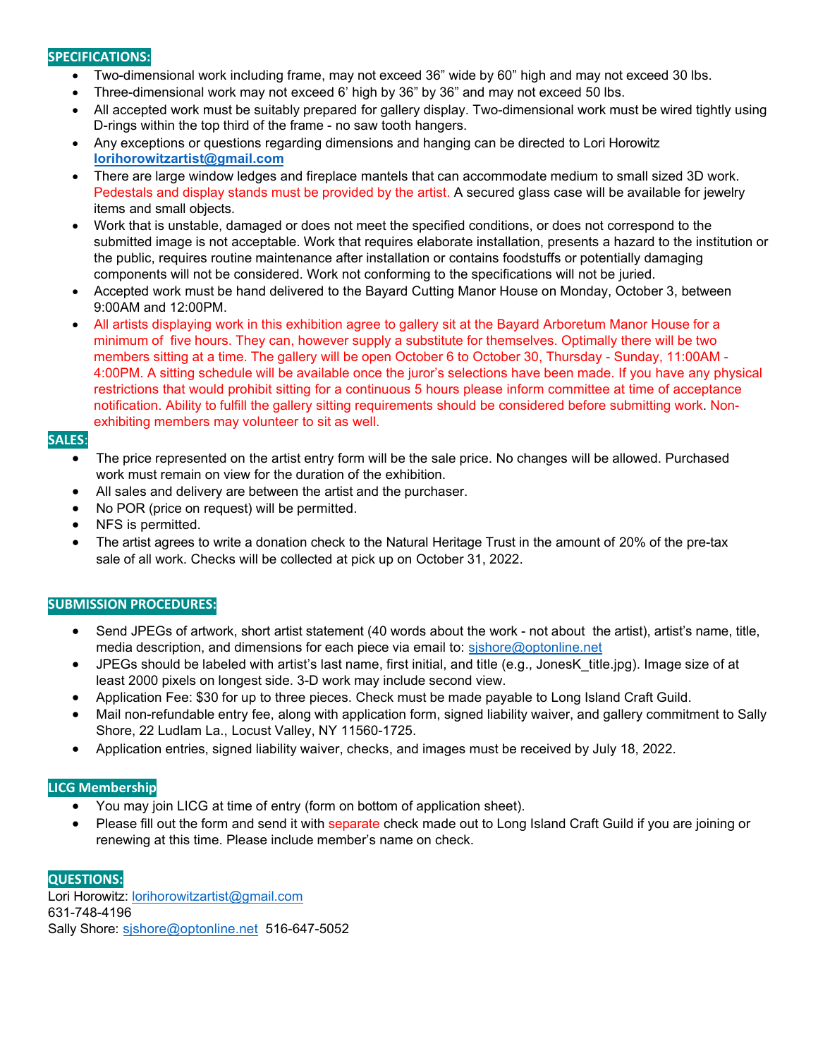## SPECIFICATIONS:

- Two-dimensional work including frame, may not exceed 36" wide by 60" high and may not exceed 30 lbs.
- Three-dimensional work may not exceed 6' high by 36" by 36" and may not exceed 50 lbs.
- All accepted work must be suitably prepared for gallery display. Two-dimensional work must be wired tightly using D-rings within the top third of the frame - no saw tooth hangers.
- Any exceptions or questions regarding dimensions and hanging can be directed to Lori Horowitz **lorihorowitzartist@gmail.com**
- There are large window ledges and fireplace mantels that can accommodate medium to small sized 3D work. Pedestals and display stands must be provided by the artist. A secured glass case will be available for jewelry items and small objects.
- Work that is unstable, damaged or does not meet the specified conditions, or does not correspond to the submitted image is not acceptable. Work that requires elaborate installation, presents a hazard to the institution or the public, requires routine maintenance after installation or contains foodstuffs or potentially damaging components will not be considered. Work not conforming to the specifications will not be juried.
- Accepted work must be hand delivered to the Bayard Cutting Manor House on Monday, October 3, between 9:00AM and 12:00PM.
- All artists displaying work in this exhibition agree to gallery sit at the Bayard Arboretum Manor House for a minimum of five hours. They can, however supply a substitute for themselves. Optimally there will be two members sitting at a time. The gallery will be open October 6 to October 30, Thursday - Sunday, 11:00AM - 4:00PM. A sitting schedule will be available once the juror's selections have been made. If you have any physical restrictions that would prohibit sitting for a continuous 5 hours please inform committee at time of acceptance notification. Ability to fulfill the gallery sitting requirements should be considered before submitting work. Non-exhibiting members may volunteer to sit as well.

## SALES:

- The price represented on the artist entry form will be the sale price. No changes will be allowed. Purchased work must remain on view for the duration of the exhibition.
- All sales and delivery are between the artist and the purchaser.
- No POR (price on request) will be permitted.
- NFS is permitted.
- The artist agrees to write a donation check to the Natural Heritage Trust in the amount of 20% of the pre-tax sale of all work. Checks will be collected at pick up on October 31, 2022.

## SUBMISSION PROCEDURES:

- Send JPEGs of artwork, short artist statement (40 words about the work - not about the artist), artist's name, title, media description, and dimensions for each piece via email to: sjshore@optonline.net
- JPEGs should be labeled with artist's last name, first initial, and title (e.g., JonesK_title.jpg). Image size of at least 2000 pixels on longest side. 3-D work may include second view.
- Application Fee: $30 for up to three pieces. Check must be made payable to Long Island Craft Guild.
- Mail non-refundable entry fee, along with application form, signed liability waiver, and gallery commitment to Sally Shore, 22 Ludlam La., Locust Valley, NY 11560-1725.
- Application entries, signed liability waiver, checks, and images must be received by July 18, 2022.

## LICG Membership

- You may join LICG at time of entry (form on bottom of application sheet).
- Please fill out the form and send it with separate check made out to Long Island Craft Guild if you are joining or renewing at this time. Please include member's name on check.

## QUESTIONS:

Lori Horowitz: lorihorowitzartist@gmail.com
631-748-4196
Sally Shore: sjshore@optonline.net 516-647-5052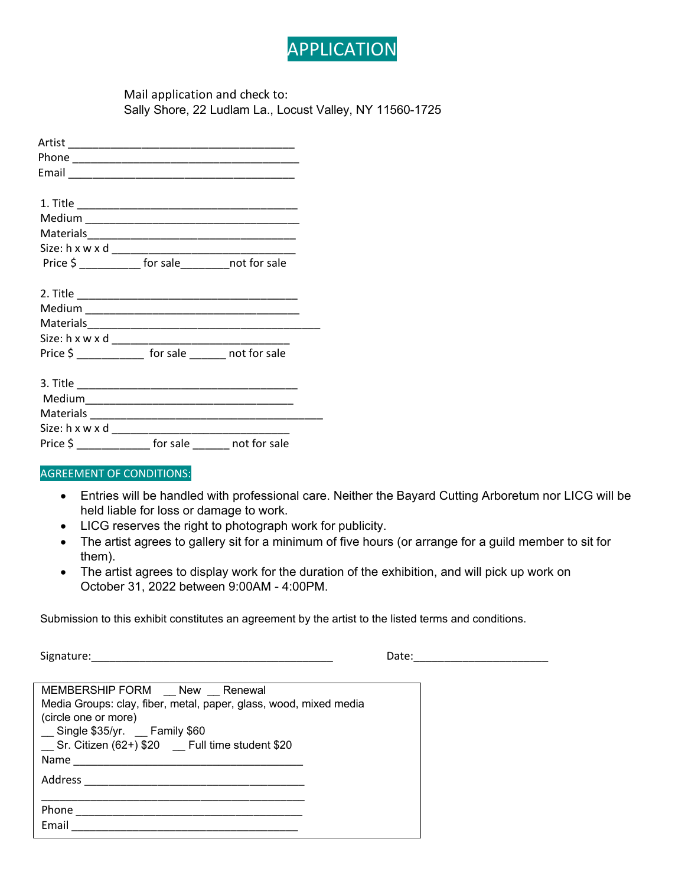# APPLICATION

Mail application and check to:
Sally Shore, 22 Ludlam La., Locust Valley, NY 11560-1725

Artist ______________________________________
Phone ______________________________________
Email ______________________________________

1. Title ______________________________________
Medium ______________________________________
Materials______________________________________
Size: h x w x d ______________________________
Price $ __________ for sale________not for sale

2. Title ______________________________________
Medium ______________________________________
Materials________________________________________
Size: h x w x d ______________________________
Price $ ___________ for sale ______ not for sale

3. Title ______________________________________
Medium______________________________________
Materials ________________________________________
Size: h x w x d ______________________________
Price $ ____________ for sale ______ not for sale

## AGREEMENT OF CONDITIONS:

- Entries will be handled with professional care. Neither the Bayard Cutting Arboretum nor LICG will be held liable for loss or damage to work.
- LICG reserves the right to photograph work for publicity.
- The artist agrees to gallery sit for a minimum of five hours (or arrange for a guild member to sit for them).
- The artist agrees to display work for the duration of the exhibition, and will pick up work on October 31, 2022 between 9:00AM - 4:00PM.

Submission to this exhibit constitutes an agreement by the artist to the listed terms and conditions.

Signature:________________________________________ Date:______________________

MEMBERSHIP FORM __ New __ Renewal
Media Groups: clay, fiber, metal, paper, glass, wood, mixed media
(circle one or more)
__ Single $35/yr. __ Family $60
__ Sr. Citizen (62+) $20 __ Full time student $20
Name ______________________________________
Address ______________________________________
__________________________________________
Phone ______________________________________
Email ______________________________________